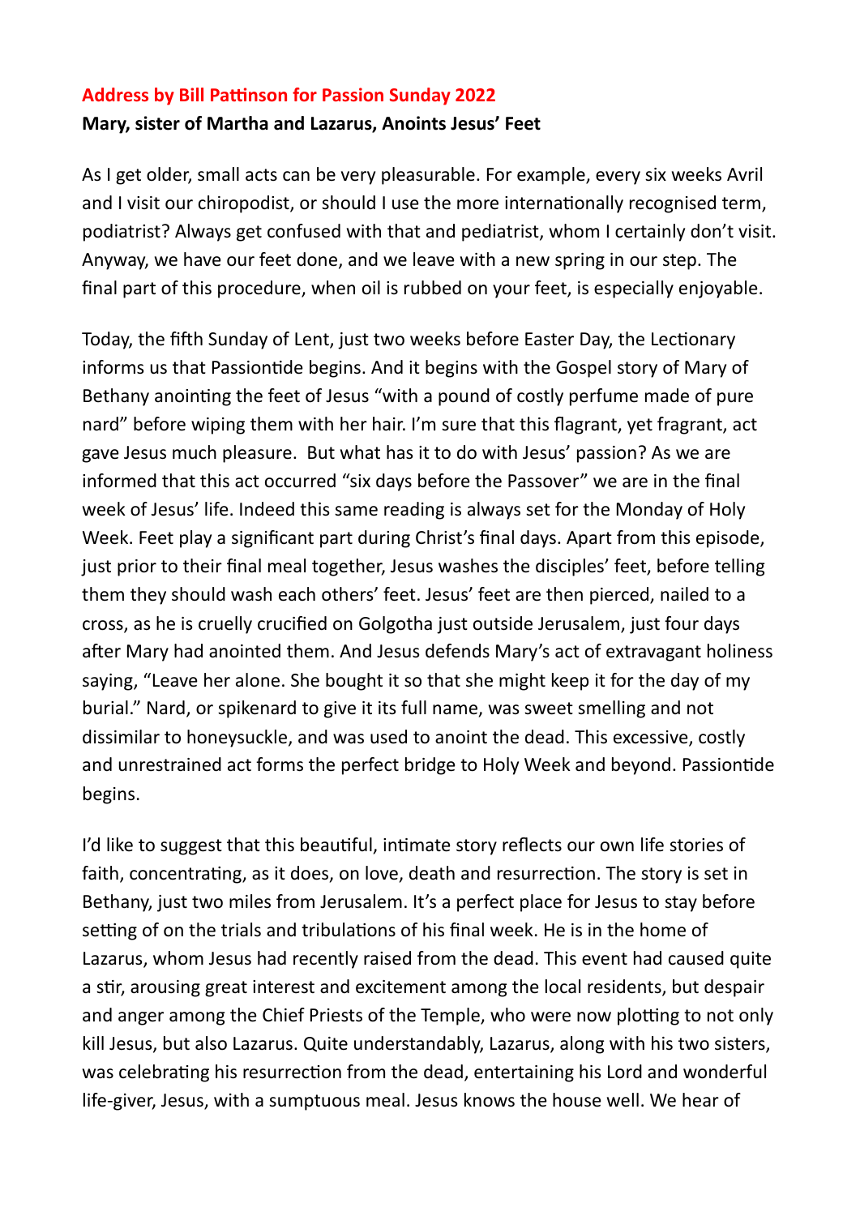## Address by Bill Pattinson for Passion Sunday 2022

**Mary, sister of Martha and Lazarus, Anoints Jesus' Feet**

As I get older, small acts can be very pleasurable. For example, every six weeks Avril and I visit our chiropodist, or should I use the more internationally recognised term, podiatrist? Always get confused with that and pediatrist, whom I certainly don't visit. Anyway, we have our feet done, and we leave with a new spring in our step. The final part of this procedure, when oil is rubbed on your feet, is especially enjoyable.

Today, the fifth Sunday of Lent, just two weeks before Easter Day, the Lectionary informs us that Passiontide begins. And it begins with the Gospel story of Mary of Bethany anointing the feet of Jesus "with a pound of costly perfume made of pure nard" before wiping them with her hair. I'm sure that this flagrant, yet fragrant, act gave Jesus much pleasure. But what has it to do with Jesus' passion? As we are informed that this act occurred "six days before the Passover" we are in the final week of Jesus' life. Indeed this same reading is always set for the Monday of Holy Week. Feet play a significant part during Christ's final days. Apart from this episode, just prior to their final meal together, Jesus washes the disciples' feet, before telling them they should wash each others' feet. Jesus' feet are then pierced, nailed to a cross, as he is cruelly crucified on Golgotha just outside Jerusalem, just four days after Mary had anointed them. And Jesus defends Mary's act of extravagant holiness saying, "Leave her alone. She bought it so that she might keep it for the day of my burial." Nard, or spikenard to give it its full name, was sweet smelling and not dissimilar to honeysuckle, and was used to anoint the dead. This excessive, costly and unrestrained act forms the perfect bridge to Holy Week and beyond. Passiontide begins.

I'd like to suggest that this beautiful, intimate story reflects our own life stories of faith, concentrating, as it does, on love, death and resurrection. The story is set in Bethany, just two miles from Jerusalem. It's a perfect place for Jesus to stay before setting of on the trials and tribulations of his final week. He is in the home of Lazarus, whom Jesus had recently raised from the dead. This event had caused quite a stir, arousing great interest and excitement among the local residents, but despair and anger among the Chief Priests of the Temple, who were now plotting to not only kill Jesus, but also Lazarus. Quite understandably, Lazarus, along with his two sisters, was celebrating his resurrection from the dead, entertaining his Lord and wonderful life-giver, Jesus, with a sumptuous meal. Jesus knows the house well. We hear of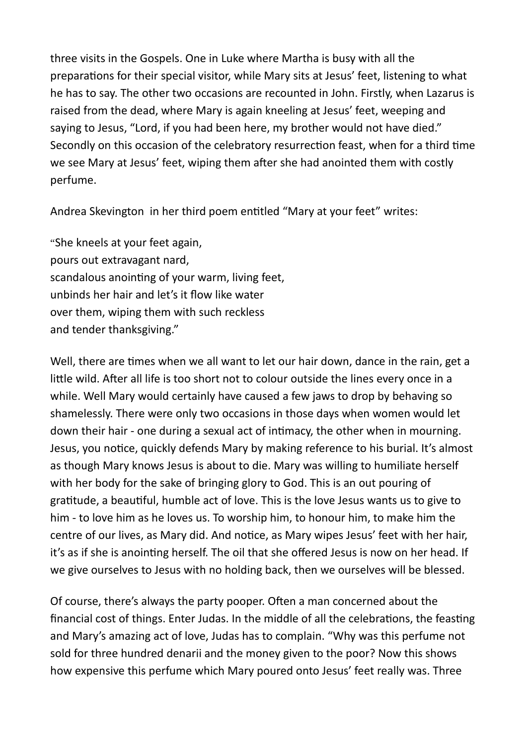three visits in the Gospels. One in Luke where Martha is busy with all the preparations for their special visitor, while Mary sits at Jesus' feet, listening to what he has to say. The other two occasions are recounted in John. Firstly, when Lazarus is raised from the dead, where Mary is again kneeling at Jesus' feet, weeping and saying to Jesus, "Lord, if you had been here, my brother would not have died." Secondly on this occasion of the celebratory resurrection feast, when for a third time we see Mary at Jesus' feet, wiping them after she had anointed them with costly perfume.

Andrea Skevington in her third poem entitled "Mary at your feet" writes:

"She kneels at your feet again,  
pours out extravagant nard,  
scandalous anointing of your warm, living feet,  
unbinds her hair and let's it flow like water  
over them, wiping them with such reckless  
and tender thanksgiving."

Well, there are times when we all want to let our hair down, dance in the rain, get a little wild. After all life is too short not to colour outside the lines every once in a while. Well Mary would certainly have caused a few jaws to drop by behaving so shamelessly. There were only two occasions in those days when women would let down their hair - one during a sexual act of intimacy, the other when in mourning. Jesus, you notice, quickly defends Mary by making reference to his burial. It's almost as though Mary knows Jesus is about to die. Mary was willing to humiliate herself with her body for the sake of bringing glory to God. This is an out pouring of gratitude, a beautiful, humble act of love. This is the love Jesus wants us to give to him - to love him as he loves us. To worship him, to honour him, to make him the centre of our lives, as Mary did. And notice, as Mary wipes Jesus' feet with her hair, it's as if she is anointing herself. The oil that she offered Jesus is now on her head. If we give ourselves to Jesus with no holding back, then we ourselves will be blessed.

Of course, there's always the party pooper. Often a man concerned about the financial cost of things. Enter Judas. In the middle of all the celebrations, the feasting and Mary's amazing act of love, Judas has to complain. "Why was this perfume not sold for three hundred denarii and the money given to the poor? Now this shows how expensive this perfume which Mary poured onto Jesus' feet really was. Three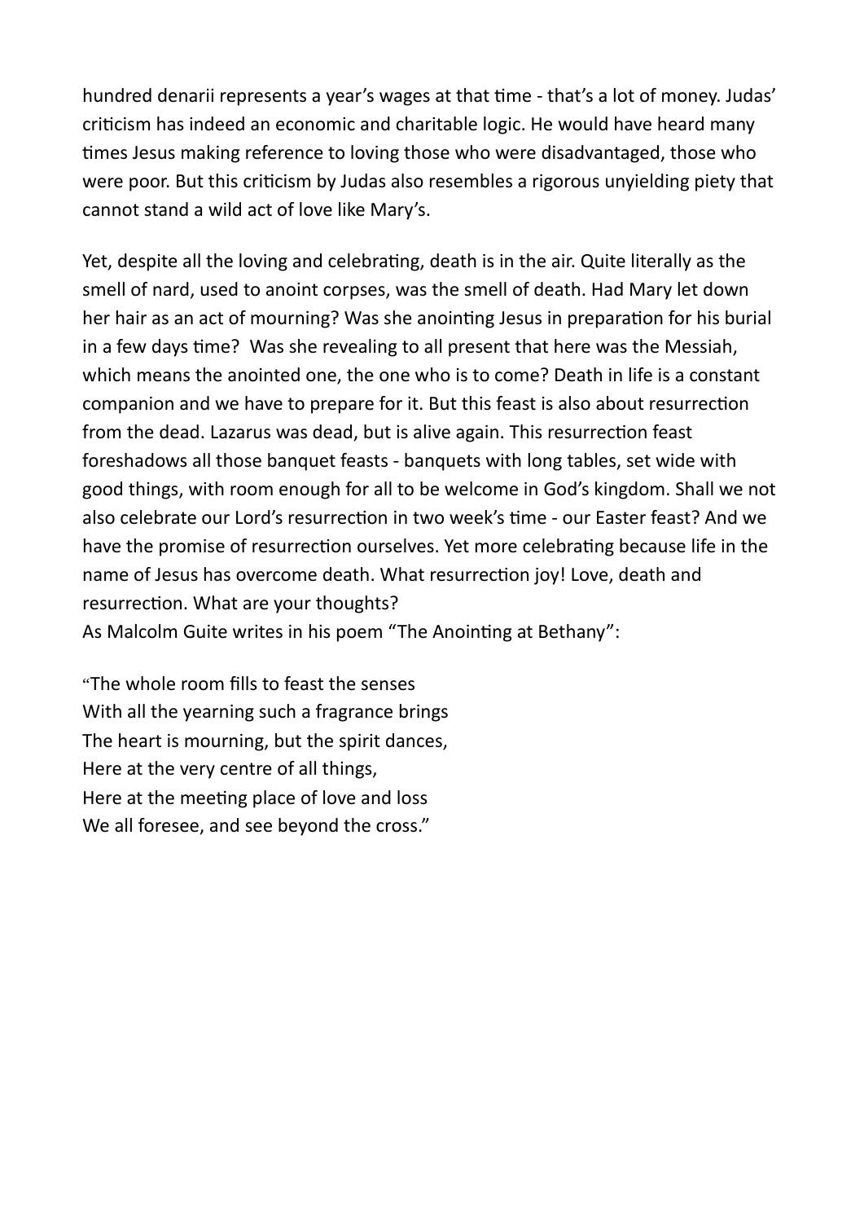hundred denarii represents a year's wages at that time - that's a lot of money. Judas' criticism has indeed an economic and charitable logic. He would have heard many times Jesus making reference to loving those who were disadvantaged, those who were poor. But this criticism by Judas also resembles a rigorous unyielding piety that cannot stand a wild act of love like Mary's.

Yet, despite all the loving and celebrating, death is in the air. Quite literally as the smell of nard, used to anoint corpses, was the smell of death. Had Mary let down her hair as an act of mourning? Was she anointing Jesus in preparation for his burial in a few days time? Was she revealing to all present that here was the Messiah, which means the anointed one, the one who is to come? Death in life is a constant companion and we have to prepare for it. But this feast is also about resurrection from the dead. Lazarus was dead, but is alive again. This resurrection feast foreshadows all those banquet feasts - banquets with long tables, set wide with good things, with room enough for all to be welcome in God's kingdom. Shall we not also celebrate our Lord's resurrection in two week's time - our Easter feast? And we have the promise of resurrection ourselves. Yet more celebrating because life in the name of Jesus has overcome death. What resurrection joy! Love, death and resurrection. What are your thoughts?
As Malcolm Guite writes in his poem "The Anointing at Bethany":

"The whole room fills to feast the senses
With all the yearning such a fragrance brings
The heart is mourning, but the spirit dances,
Here at the very centre of all things,
Here at the meeting place of love and loss
We all foresee, and see beyond the cross."